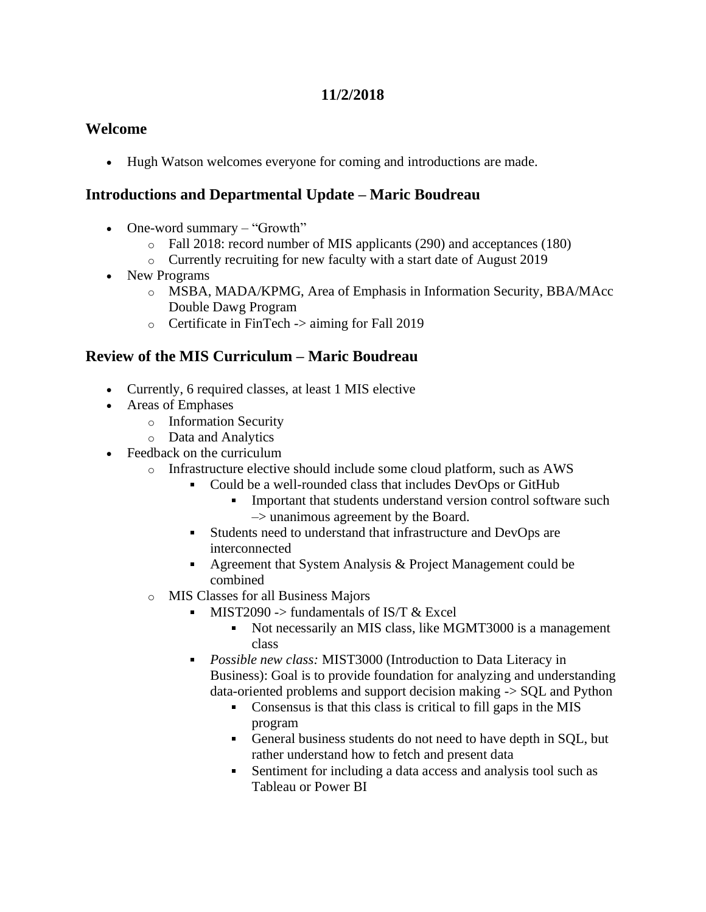**11/2/2018**

## Welcome

- Hugh Watson welcomes everyone for coming and introductions are made.

## Introductions and Departmental Update – Maric Boudreau

- One-word summary – "Growth"
  - Fall 2018: record number of MIS applicants (290) and acceptances (180)
  - Currently recruiting for new faculty with a start date of August 2019
- New Programs
  - MSBA, MADA/KPMG, Area of Emphasis in Information Security, BBA/MAcc Double Dawg Program
  - Certificate in FinTech -> aiming for Fall 2019

## Review of the MIS Curriculum – Maric Boudreau

- Currently, 6 required classes, at least 1 MIS elective
- Areas of Emphases
  - Information Security
  - Data and Analytics
- Feedback on the curriculum
  - Infrastructure elective should include some cloud platform, such as AWS
    - Could be a well-rounded class that includes DevOps or GitHub
      - Important that students understand version control software such –> unanimous agreement by the Board.
    - Students need to understand that infrastructure and DevOps are interconnected
    - Agreement that System Analysis & Project Management could be combined
  - MIS Classes for all Business Majors
    - MIST2090 -> fundamentals of IS/T & Excel
      - Not necessarily an MIS class, like MGMT3000 is a management class
    - *Possible new class:* MIST3000 (Introduction to Data Literacy in Business): Goal is to provide foundation for analyzing and understanding data-oriented problems and support decision making -> SQL and Python
      - Consensus is that this class is critical to fill gaps in the MIS program
      - General business students do not need to have depth in SQL, but rather understand how to fetch and present data
      - Sentiment for including a data access and analysis tool such as Tableau or Power BI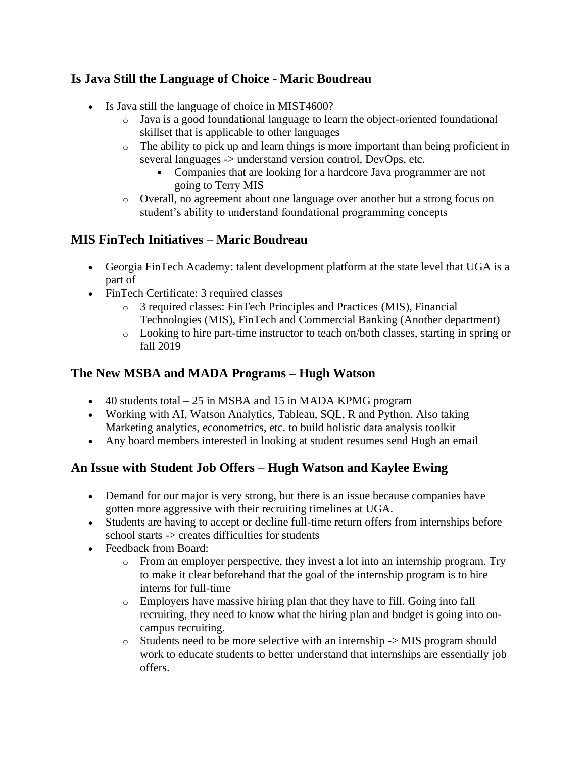### Is Java Still the Language of Choice - Maric Boudreau

- Is Java still the language of choice in MIST4600?
  - Java is a good foundational language to learn the object-oriented foundational skillset that is applicable to other languages
  - The ability to pick up and learn things is more important than being proficient in several languages -> understand version control, DevOps, etc.
    - Companies that are looking for a hardcore Java programmer are not going to Terry MIS
  - Overall, no agreement about one language over another but a strong focus on student's ability to understand foundational programming concepts

### MIS FinTech Initiatives – Maric Boudreau

- Georgia FinTech Academy: talent development platform at the state level that UGA is a part of
- FinTech Certificate: 3 required classes
  - 3 required classes: FinTech Principles and Practices (MIS), Financial Technologies (MIS), FinTech and Commercial Banking (Another department)
  - Looking to hire part-time instructor to teach on/both classes, starting in spring or fall 2019

### The New MSBA and MADA Programs – Hugh Watson

- 40 students total – 25 in MSBA and 15 in MADA KPMG program
- Working with AI, Watson Analytics, Tableau, SQL, R and Python. Also taking Marketing analytics, econometrics, etc. to build holistic data analysis toolkit
- Any board members interested in looking at student resumes send Hugh an email

### An Issue with Student Job Offers – Hugh Watson and Kaylee Ewing

- Demand for our major is very strong, but there is an issue because companies have gotten more aggressive with their recruiting timelines at UGA.
- Students are having to accept or decline full-time return offers from internships before school starts -> creates difficulties for students
- Feedback from Board:
  - From an employer perspective, they invest a lot into an internship program. Try to make it clear beforehand that the goal of the internship program is to hire interns for full-time
  - Employers have massive hiring plan that they have to fill. Going into fall recruiting, they need to know what the hiring plan and budget is going into on-campus recruiting.
  - Students need to be more selective with an internship -> MIS program should work to educate students to better understand that internships are essentially job offers.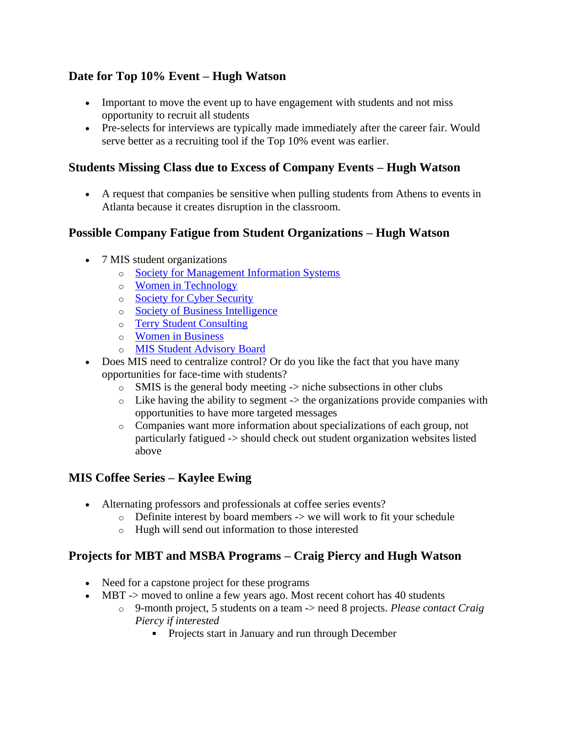### Date for Top 10% Event – Hugh Watson

- Important to move the event up to have engagement with students and not miss opportunity to recruit all students
- Pre-selects for interviews are typically made immediately after the career fair. Would serve better as a recruiting tool if the Top 10% event was earlier.

### Students Missing Class due to Excess of Company Events – Hugh Watson

- A request that companies be sensitive when pulling students from Athens to events in Atlanta because it creates disruption in the classroom.

### Possible Company Fatigue from Student Organizations – Hugh Watson

- 7 MIS student organizations
  - Society for Management Information Systems
  - Women in Technology
  - Society for Cyber Security
  - Society of Business Intelligence
  - Terry Student Consulting
  - Women in Business
  - MIS Student Advisory Board
- Does MIS need to centralize control? Or do you like the fact that you have many opportunities for face-time with students?
  - SMIS is the general body meeting -> niche subsections in other clubs
  - Like having the ability to segment -> the organizations provide companies with opportunities to have more targeted messages
  - Companies want more information about specializations of each group, not particularly fatigued -> should check out student organization websites listed above

### MIS Coffee Series – Kaylee Ewing

- Alternating professors and professionals at coffee series events?
  - Definite interest by board members -> we will work to fit your schedule
  - Hugh will send out information to those interested

### Projects for MBT and MSBA Programs – Craig Piercy and Hugh Watson

- Need for a capstone project for these programs
- MBT -> moved to online a few years ago. Most recent cohort has 40 students
  - 9-month project, 5 students on a team -> need 8 projects. *Please contact Craig Piercy if interested*
    - Projects start in January and run through December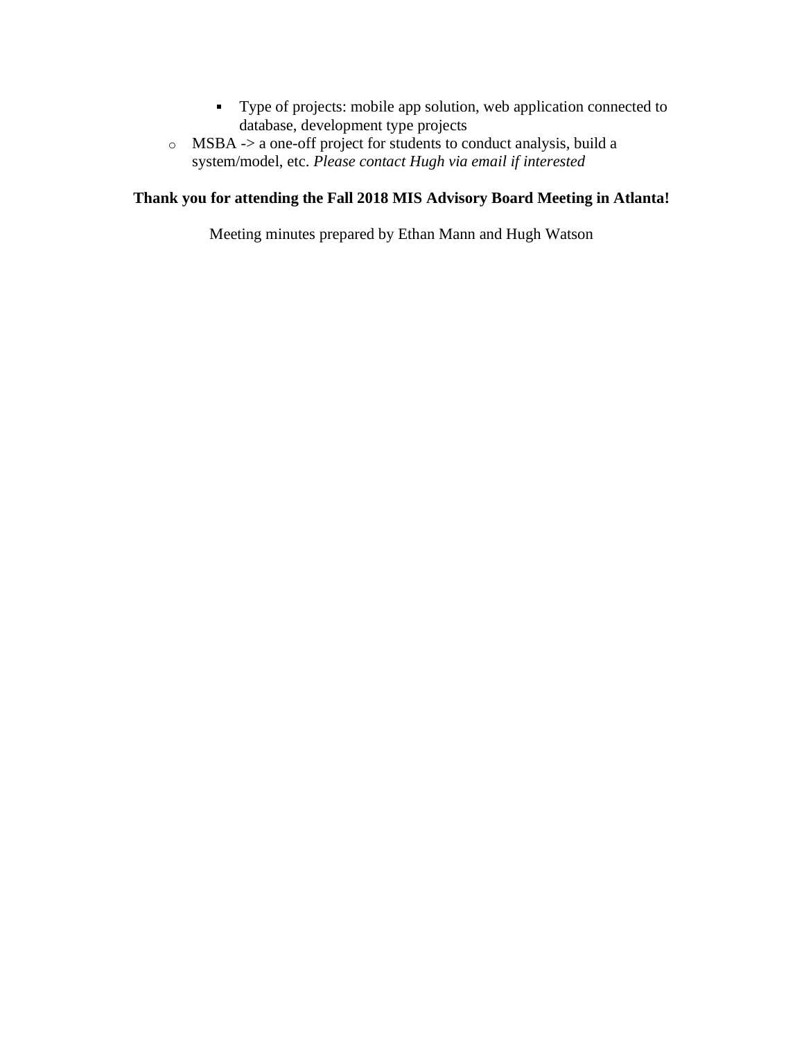- Type of projects: mobile app solution, web application connected to database, development type projects
  - MSBA -> a one-off project for students to conduct analysis, build a system/model, etc. *Please contact Hugh via email if interested*

**Thank you for attending the Fall 2018 MIS Advisory Board Meeting in Atlanta!**

Meeting minutes prepared by Ethan Mann and Hugh Watson